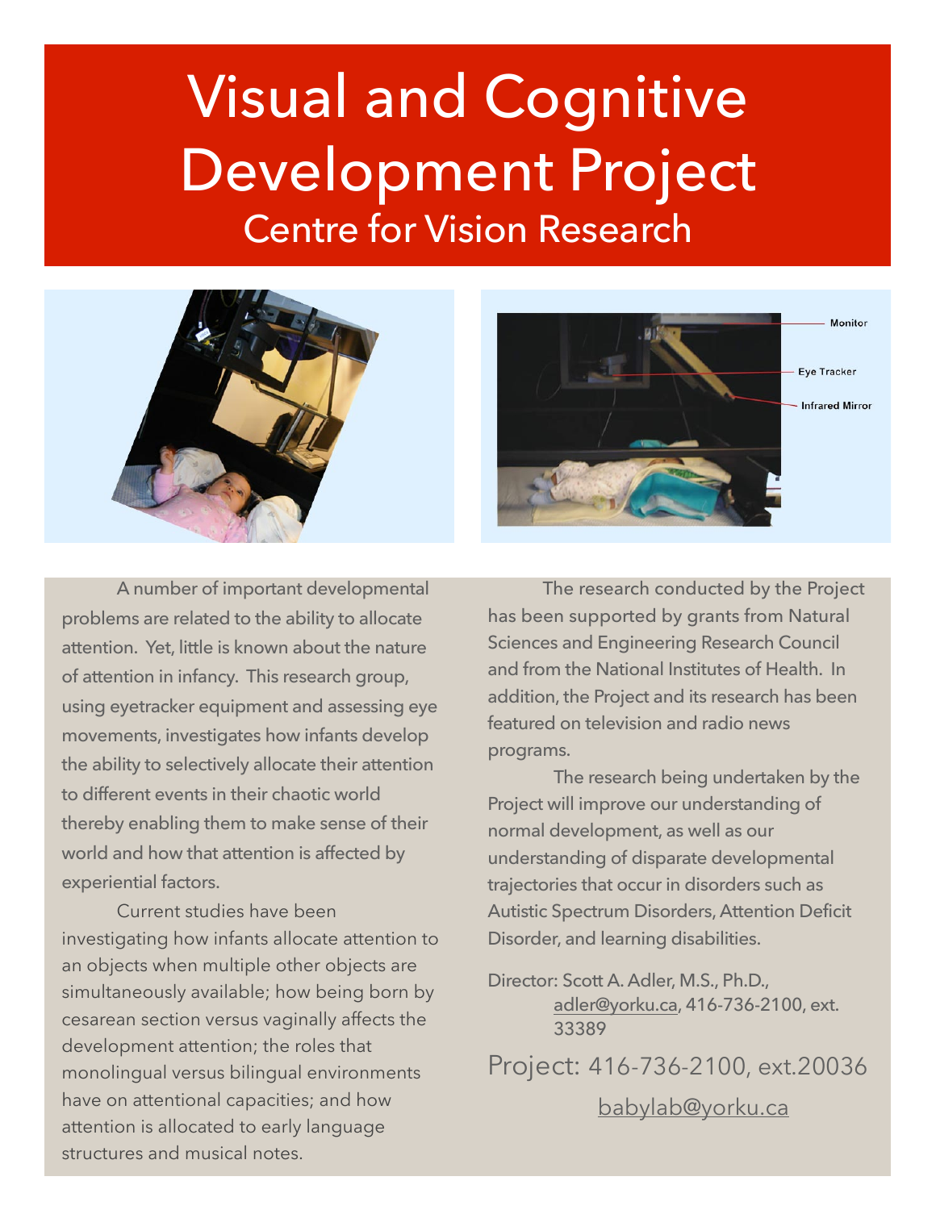# Visual and Cognitive Development Project

## Centre for Vision Research

A number of important developmental problems are related to the ability to allocate attention. Yet, little is known about the nature of attention in infancy. This research group, using eyetracker equipment and assessing eye movements, investigates how infants develop the ability to selectively allocate their attention to different events in their chaotic world thereby enabling them to make sense of their world and how that attention is affected by experiential factors.

Current studies have been investigating how infants allocate attention to an objects when multiple other objects are simultaneously available; how being born by cesarean section versus vaginally affects the development attention; the roles that monolingual versus bilingual environments have on attentional capacities; and how attention is allocated to early language structures and musical notes.

The research conducted by the Project has been supported by grants from Natural Sciences and Engineering Research Council and from the National Institutes of Health. In addition, the Project and its research has been featured on television and radio news programs.

The research being undertaken by the Project will improve our understanding of normal development, as well as our understanding of disparate developmental trajectories that occur in disorders such as Autistic Spectrum Disorders, Attention Deficit Disorder, and learning disabilities.

Director: Scott A. Adler, M.S., Ph.D., adler@yorku.ca, 416-736-2100, ext. 33389

Project: 416-736-2100, ext.20036

babylab@yorku.ca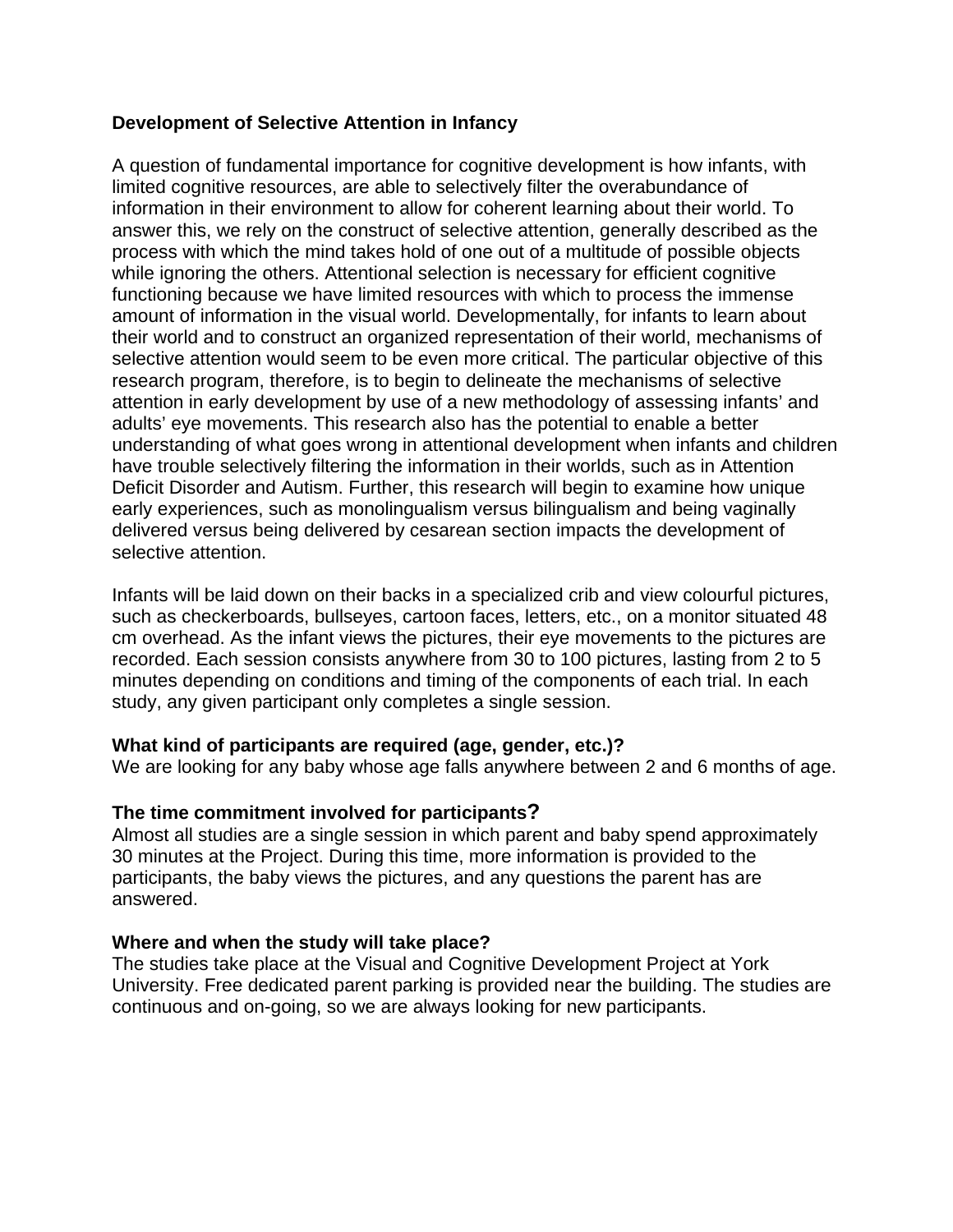**Development of Selective Attention in Infancy**

A question of fundamental importance for cognitive development is how infants, with limited cognitive resources, are able to selectively filter the overabundance of information in their environment to allow for coherent learning about their world. To answer this, we rely on the construct of selective attention, generally described as the process with which the mind takes hold of one out of a multitude of possible objects while ignoring the others. Attentional selection is necessary for efficient cognitive functioning because we have limited resources with which to process the immense amount of information in the visual world. Developmentally, for infants to learn about their world and to construct an organized representation of their world, mechanisms of selective attention would seem to be even more critical. The particular objective of this research program, therefore, is to begin to delineate the mechanisms of selective attention in early development by use of a new methodology of assessing infants' and adults' eye movements. This research also has the potential to enable a better understanding of what goes wrong in attentional development when infants and children have trouble selectively filtering the information in their worlds, such as in Attention Deficit Disorder and Autism. Further, this research will begin to examine how unique early experiences, such as monolingualism versus bilingualism and being vaginally delivered versus being delivered by cesarean section impacts the development of selective attention.

Infants will be laid down on their backs in a specialized crib and view colourful pictures, such as checkerboards, bullseyes, cartoon faces, letters, etc., on a monitor situated 48 cm overhead. As the infant views the pictures, their eye movements to the pictures are recorded. Each session consists anywhere from 30 to 100 pictures, lasting from 2 to 5 minutes depending on conditions and timing of the components of each trial. In each study, any given participant only completes a single session.

**What kind of participants are required (age, gender, etc.)?**
We are looking for any baby whose age falls anywhere between 2 and 6 months of age.

**The time commitment involved for participants?**
Almost all studies are a single session in which parent and baby spend approximately 30 minutes at the Project. During this time, more information is provided to the participants, the baby views the pictures, and any questions the parent has are answered.

**Where and when the study will take place?**
The studies take place at the Visual and Cognitive Development Project at York University. Free dedicated parent parking is provided near the building. The studies are continuous and on-going, so we are always looking for new participants.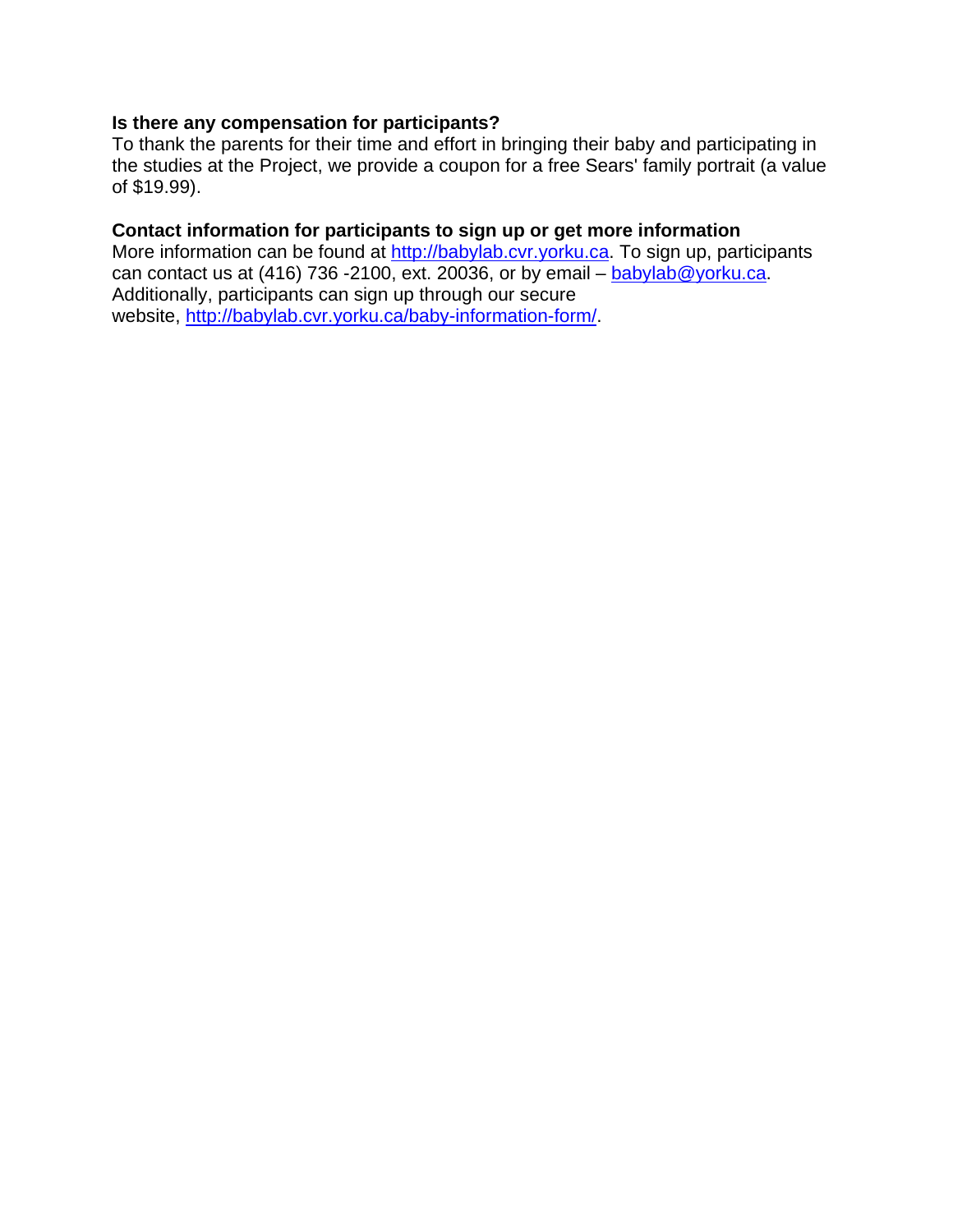**Is there any compensation for participants?**
To thank the parents for their time and effort in bringing their baby and participating in the studies at the Project, we provide a coupon for a free Sears' family portrait (a value of $19.99).

**Contact information for participants to sign up or get more information**
More information can be found at [http://babylab.cvr.yorku.ca](http://babylab.cvr.yorku.ca). To sign up, participants can contact us at (416) 736 -2100, ext. 20036, or by email – [babylab@yorku.ca](mailto:babylab@yorku.ca). Additionally, participants can sign up through our secure website, [http://babylab.cvr.yorku.ca/baby-information-form/](http://babylab.cvr.yorku.ca/baby-information-form/).